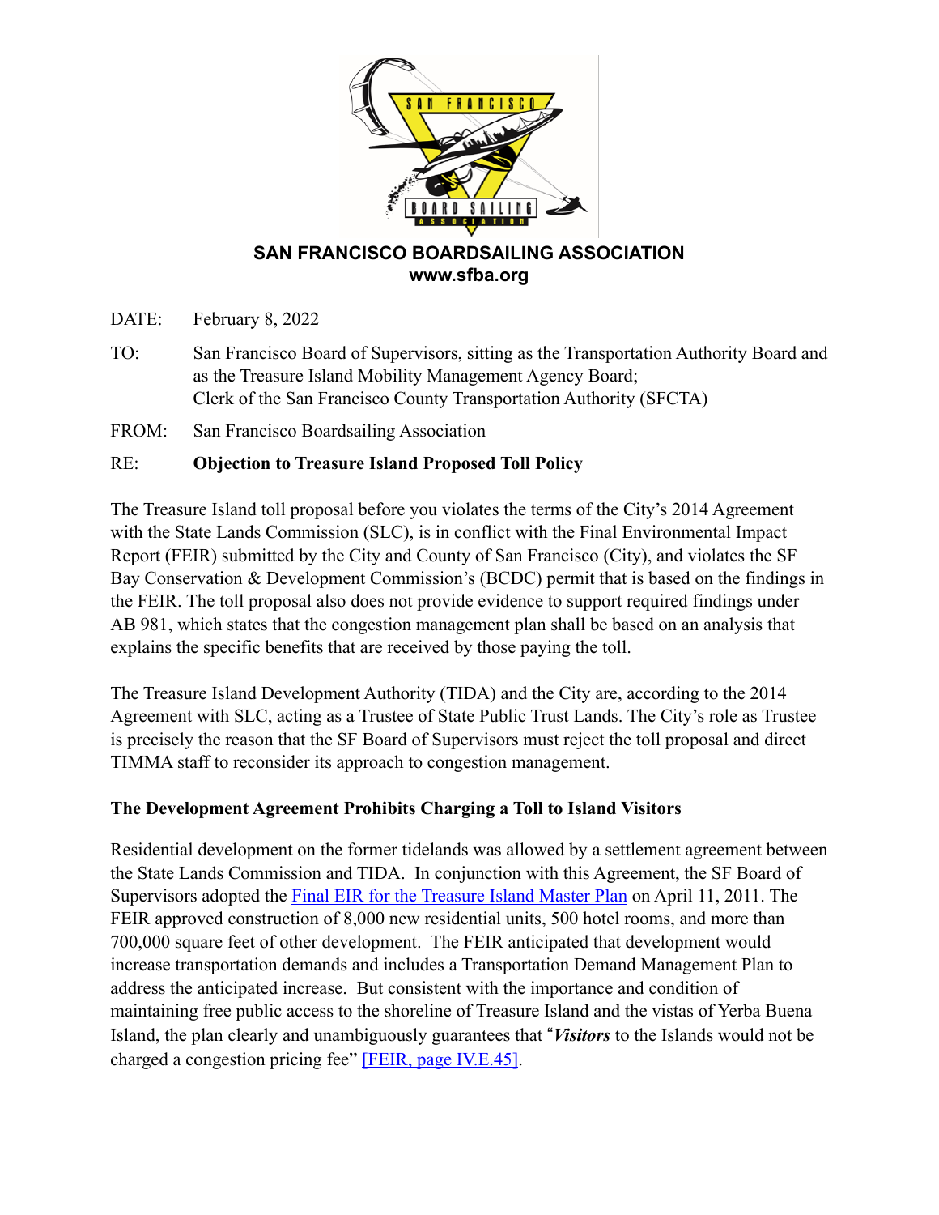# SAN FRANCISCO BOARDSAILING ASSOCIATION

**www.sfba.org**

DATE: February 8, 2022

TO: San Francisco Board of Supervisors, sitting as the Transportation Authority Board and as the Treasure Island Mobility Management Agency Board; Clerk of the San Francisco County Transportation Authority (SFCTA)

FROM: San Francisco Boardsailing Association

RE: **Objection to Treasure Island Proposed Toll Policy**

The Treasure Island toll proposal before you violates the terms of the City's 2014 Agreement with the State Lands Commission (SLC), is in conflict with the Final Environmental Impact Report (FEIR) submitted by the City and County of San Francisco (City), and violates the SF Bay Conservation & Development Commission's (BCDC) permit that is based on the findings in the FEIR. The toll proposal also does not provide evidence to support required findings under AB 981, which states that the congestion management plan shall be based on an analysis that explains the specific benefits that are received by those paying the toll.

The Treasure Island Development Authority (TIDA) and the City are, according to the 2014 Agreement with SLC, acting as a Trustee of State Public Trust Lands. The City's role as Trustee is precisely the reason that the SF Board of Supervisors must reject the toll proposal and direct TIMMA staff to reconsider its approach to congestion management.

## The Development Agreement Prohibits Charging a Toll to Island Visitors

Residential development on the former tidelands was allowed by a settlement agreement between the State Lands Commission and TIDA. In conjunction with this Agreement, the SF Board of Supervisors adopted the Final EIR for the Treasure Island Master Plan on April 11, 2011. The FEIR approved construction of 8,000 new residential units, 500 hotel rooms, and more than 700,000 square feet of other development. The FEIR anticipated that development would increase transportation demands and includes a Transportation Demand Management Plan to address the anticipated increase. But consistent with the importance and condition of maintaining free public access to the shoreline of Treasure Island and the vistas of Yerba Buena Island, the plan clearly and unambiguously guarantees that "***Visitors*** to the Islands would not be charged a congestion pricing fee" [FEIR, page IV.E.45].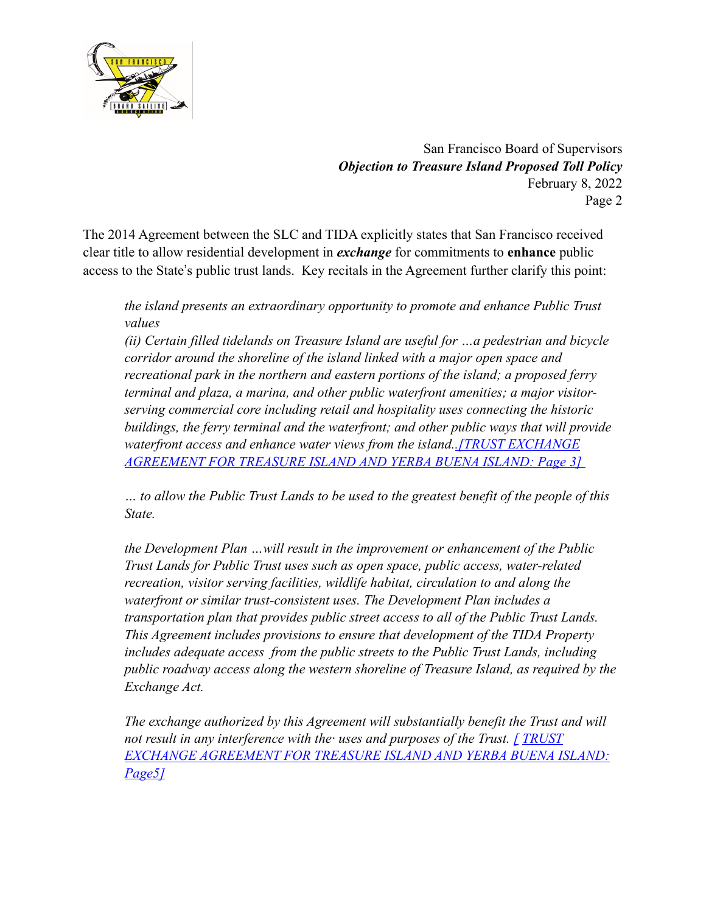The 2014 Agreement between the SLC and TIDA explicitly states that San Francisco received clear title to allow residential development in ***exchange*** for commitments to **enhance** public access to the State's public trust lands. Key recitals in the Agreement further clarify this point:

> *the island presents an extraordinary opportunity to promote and enhance Public Trust values*
> *(ii) Certain filled tidelands on Treasure Island are useful for …a pedestrian and bicycle corridor around the shoreline of the island linked with a major open space and recreational park in the northern and eastern portions of the island; a proposed ferry terminal and plaza, a marina, and other public waterfront amenities; a major visitor-serving commercial core including retail and hospitality uses connecting the historic buildings, the ferry terminal and the waterfront; and other public ways that will provide waterfront access and enhance water views from the island..[TRUST EXCHANGE AGREEMENT FOR TREASURE ISLAND AND YERBA BUENA ISLAND: Page 3]*
>
> *… to allow the Public Trust Lands to be used to the greatest benefit of the people of this State.*
>
> *the Development Plan …will result in the improvement or enhancement of the Public Trust Lands for Public Trust uses such as open space, public access, water-related recreation, visitor serving facilities, wildlife habitat, circulation to and along the waterfront or similar trust-consistent uses. The Development Plan includes a transportation plan that provides public street access to all of the Public Trust Lands. This Agreement includes provisions to ensure that development of the TIDA Property includes adequate access from the public streets to the Public Trust Lands, including public roadway access along the western shoreline of Treasure Island, as required by the Exchange Act.*
>
> *The exchange authorized by this Agreement will substantially benefit the Trust and will not result in any interference with the· uses and purposes of the Trust. [ TRUST EXCHANGE AGREEMENT FOR TREASURE ISLAND AND YERBA BUENA ISLAND: Page5]*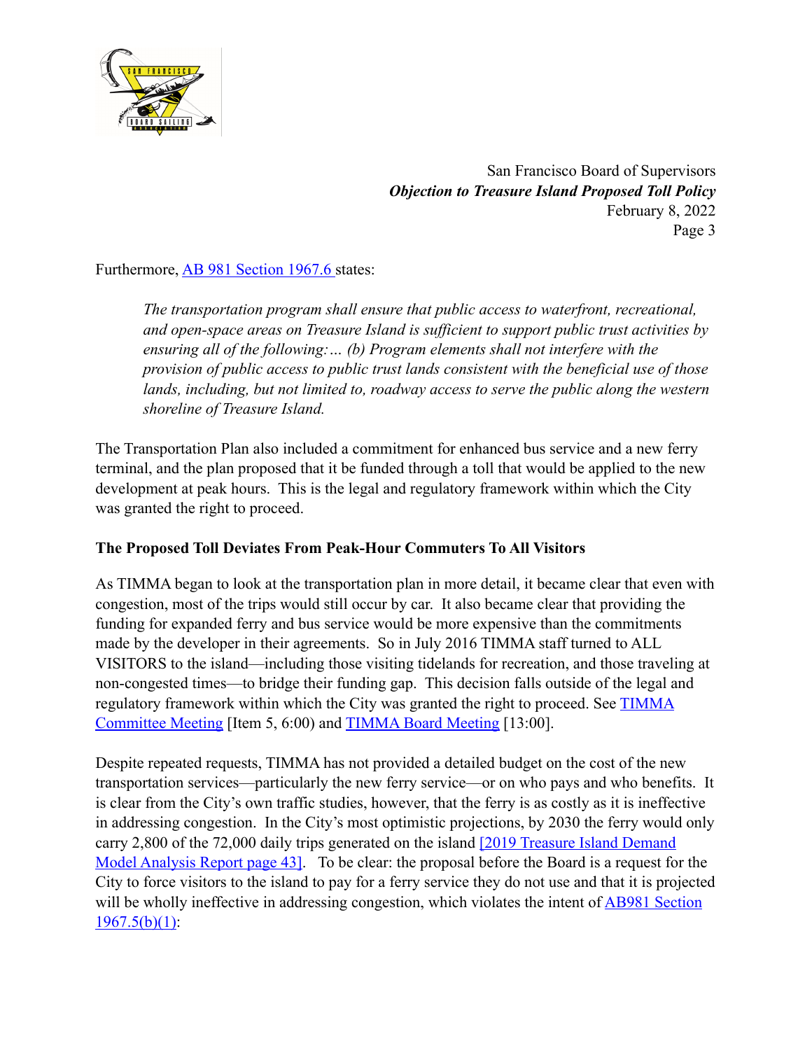Furthermore, [AB 981 Section 1967.6](#) states:

> *The transportation program shall ensure that public access to waterfront, recreational, and open-space areas on Treasure Island is sufficient to support public trust activities by ensuring all of the following:… (b) Program elements shall not interfere with the provision of public access to public trust lands consistent with the beneficial use of those lands, including, but not limited to, roadway access to serve the public along the western shoreline of Treasure Island.*

The Transportation Plan also included a commitment for enhanced bus service and a new ferry terminal, and the plan proposed that it be funded through a toll that would be applied to the new development at peak hours. This is the legal and regulatory framework within which the City was granted the right to proceed.

**The Proposed Toll Deviates From Peak-Hour Commuters To All Visitors**

As TIMMA began to look at the transportation plan in more detail, it became clear that even with congestion, most of the trips would still occur by car. It also became clear that providing the funding for expanded ferry and bus service would be more expensive than the commitments made by the developer in their agreements. So in July 2016 TIMMA staff turned to ALL VISITORS to the island—including those visiting tidelands for recreation, and those traveling at non-congested times—to bridge their funding gap. This decision falls outside of the legal and regulatory framework within which the City was granted the right to proceed. See [TIMMA Committee Meeting](#) [Item 5, 6:00) and [TIMMA Board Meeting](#) [13:00].

Despite repeated requests, TIMMA has not provided a detailed budget on the cost of the new transportation services—particularly the new ferry service—or on who pays and who benefits. It is clear from the City's own traffic studies, however, that the ferry is as costly as it is ineffective in addressing congestion. In the City's most optimistic projections, by 2030 the ferry would only carry 2,800 of the 72,000 daily trips generated on the island [[2019 Treasure Island Demand Model Analysis Report page 43]](#). To be clear: the proposal before the Board is a request for the City to force visitors to the island to pay for a ferry service they do not use and that it is projected will be wholly ineffective in addressing congestion, which violates the intent of [AB981 Section 1967.5(b)(1)](#):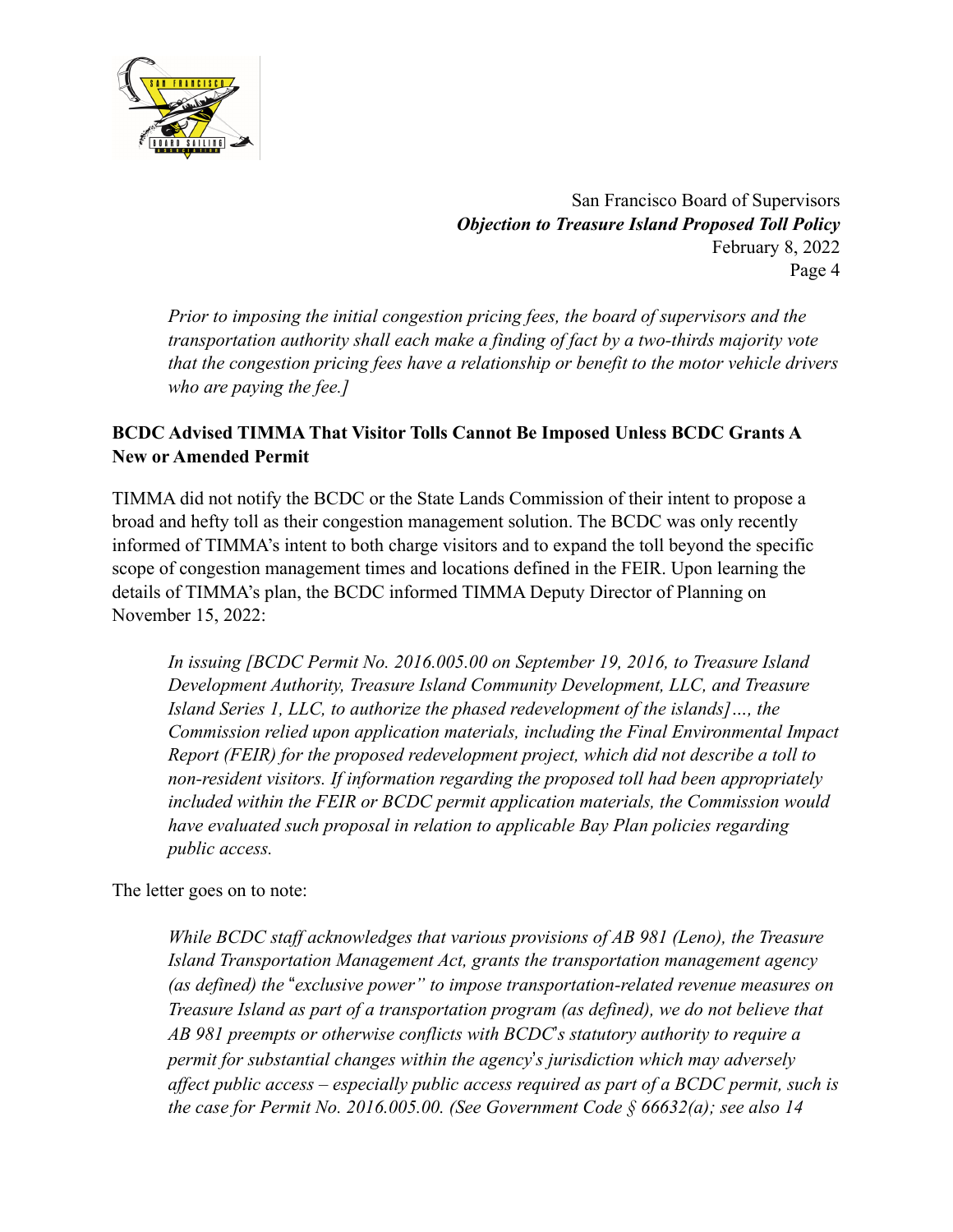*Prior to imposing the initial congestion pricing fees, the board of supervisors and the transportation authority shall each make a finding of fact by a two-thirds majority vote that the congestion pricing fees have a relationship or benefit to the motor vehicle drivers who are paying the fee.]*

**BCDC Advised TIMMA That Visitor Tolls Cannot Be Imposed Unless BCDC Grants A New or Amended Permit**

TIMMA did not notify the BCDC or the State Lands Commission of their intent to propose a broad and hefty toll as their congestion management solution. The BCDC was only recently informed of TIMMA's intent to both charge visitors and to expand the toll beyond the specific scope of congestion management times and locations defined in the FEIR. Upon learning the details of TIMMA's plan, the BCDC informed TIMMA Deputy Director of Planning on November 15, 2022:

> *In issuing [BCDC Permit No. 2016.005.00 on September 19, 2016, to Treasure Island Development Authority, Treasure Island Community Development, LLC, and Treasure Island Series 1, LLC, to authorize the phased redevelopment of the islands]…, the Commission relied upon application materials, including the Final Environmental Impact Report (FEIR) for the proposed redevelopment project, which did not describe a toll to non-resident visitors. If information regarding the proposed toll had been appropriately included within the FEIR or BCDC permit application materials, the Commission would have evaluated such proposal in relation to applicable Bay Plan policies regarding public access.*

The letter goes on to note:

> *While BCDC staff acknowledges that various provisions of AB 981 (Leno), the Treasure Island Transportation Management Act, grants the transportation management agency (as defined) the "exclusive power" to impose transportation-related revenue measures on Treasure Island as part of a transportation program (as defined), we do not believe that AB 981 preempts or otherwise conflicts with BCDC's statutory authority to require a permit for substantial changes within the agency's jurisdiction which may adversely affect public access – especially public access required as part of a BCDC permit, such is the case for Permit No. 2016.005.00. (See Government Code § 66632(a); see also 14*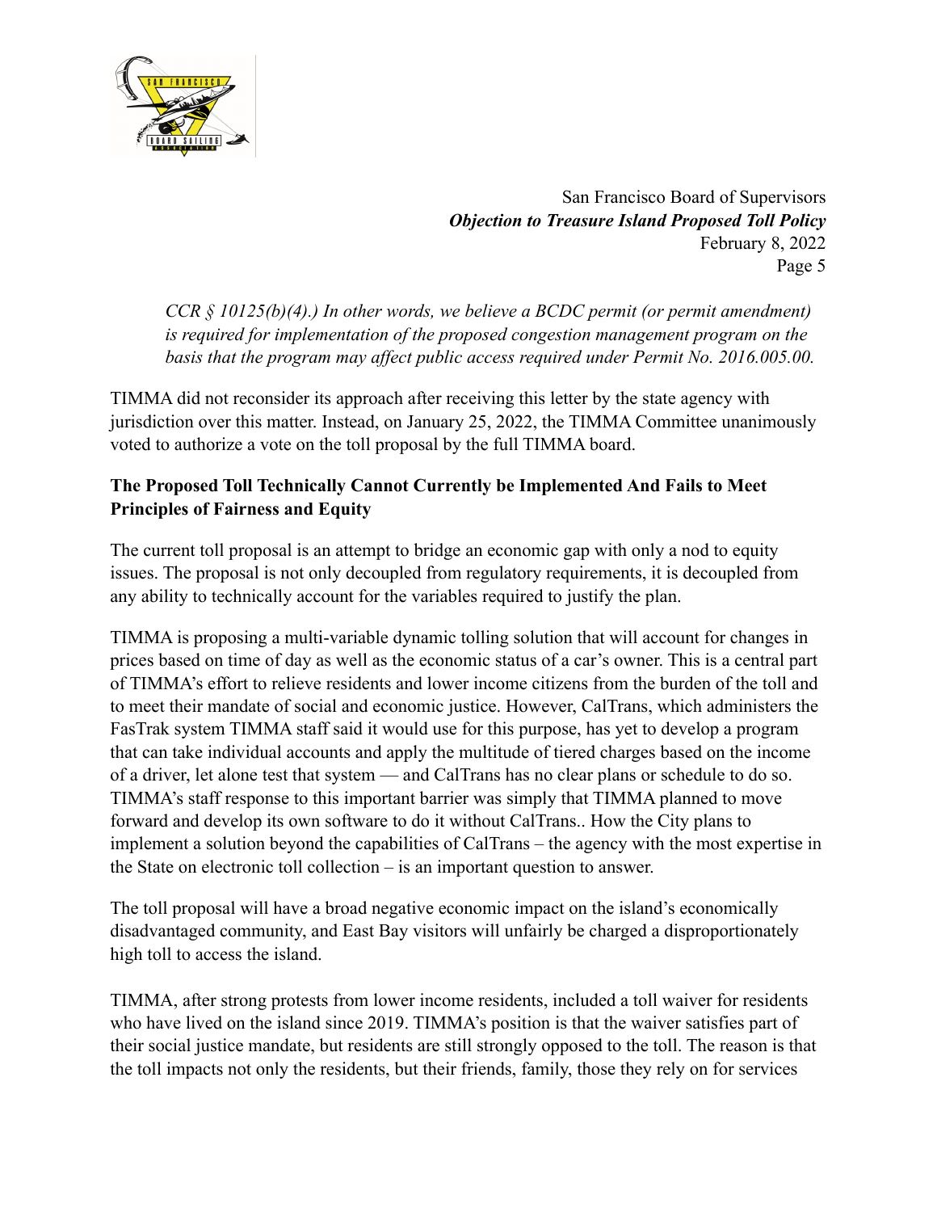*CCR § 10125(b)(4).) In other words, we believe a BCDC permit (or permit amendment) is required for implementation of the proposed congestion management program on the basis that the program may affect public access required under Permit No. 2016.005.00.*

TIMMA did not reconsider its approach after receiving this letter by the state agency with jurisdiction over this matter. Instead, on January 25, 2022, the TIMMA Committee unanimously voted to authorize a vote on the toll proposal by the full TIMMA board.

**The Proposed Toll Technically Cannot Currently be Implemented And Fails to Meet Principles of Fairness and Equity**

The current toll proposal is an attempt to bridge an economic gap with only a nod to equity issues. The proposal is not only decoupled from regulatory requirements, it is decoupled from any ability to technically account for the variables required to justify the plan.

TIMMA is proposing a multi-variable dynamic tolling solution that will account for changes in prices based on time of day as well as the economic status of a car's owner. This is a central part of TIMMA's effort to relieve residents and lower income citizens from the burden of the toll and to meet their mandate of social and economic justice. However, CalTrans, which administers the FasTrak system TIMMA staff said it would use for this purpose, has yet to develop a program that can take individual accounts and apply the multitude of tiered charges based on the income of a driver, let alone test that system — and CalTrans has no clear plans or schedule to do so. TIMMA's staff response to this important barrier was simply that TIMMA planned to move forward and develop its own software to do it without CalTrans.. How the City plans to implement a solution beyond the capabilities of CalTrans – the agency with the most expertise in the State on electronic toll collection – is an important question to answer.

The toll proposal will have a broad negative economic impact on the island's economically disadvantaged community, and East Bay visitors will unfairly be charged a disproportionately high toll to access the island.

TIMMA, after strong protests from lower income residents, included a toll waiver for residents who have lived on the island since 2019. TIMMA's position is that the waiver satisfies part of their social justice mandate, but residents are still strongly opposed to the toll. The reason is that the toll impacts not only the residents, but their friends, family, those they rely on for services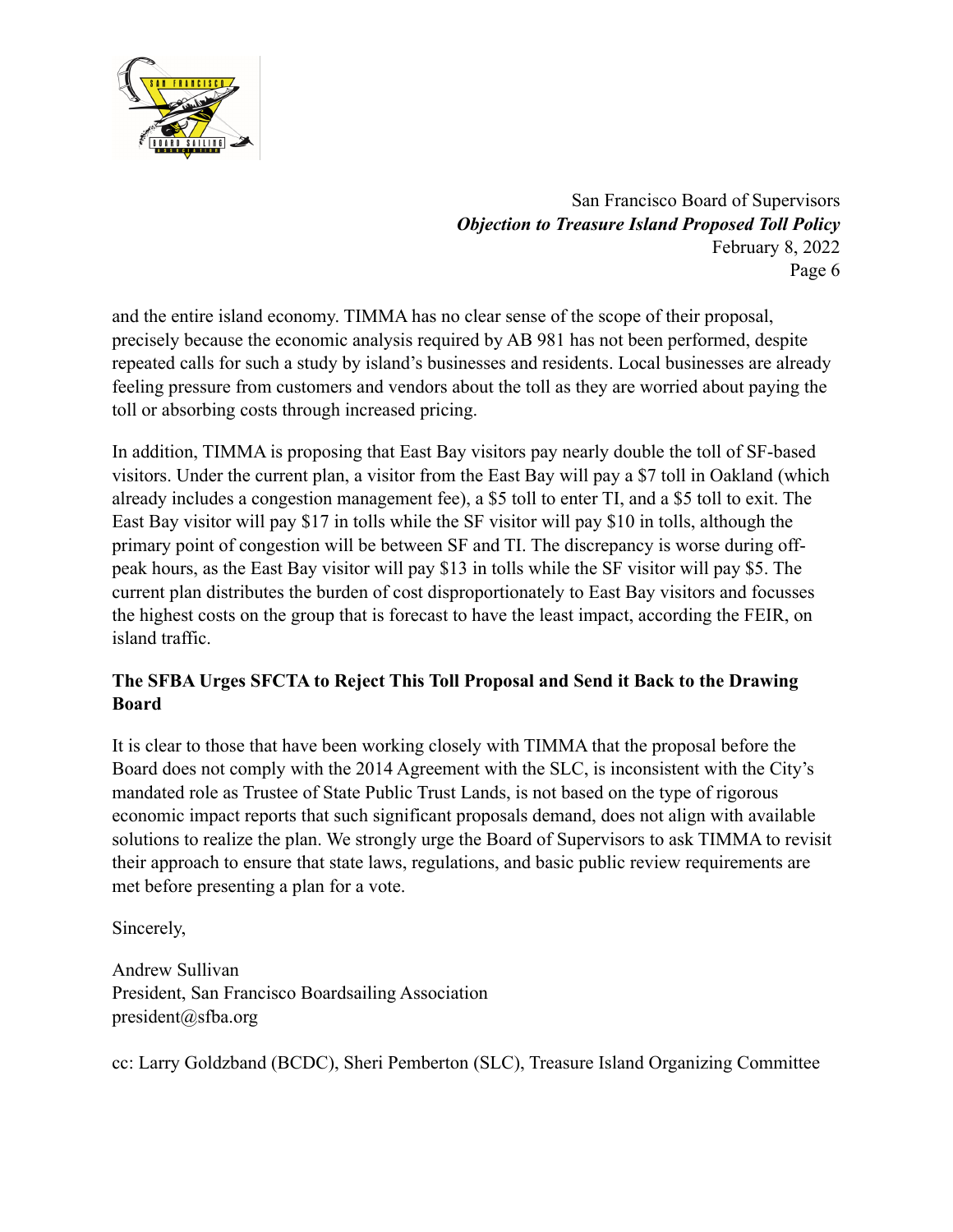and the entire island economy. TIMMA has no clear sense of the scope of their proposal, precisely because the economic analysis required by AB 981 has not been performed, despite repeated calls for such a study by island's businesses and residents. Local businesses are already feeling pressure from customers and vendors about the toll as they are worried about paying the toll or absorbing costs through increased pricing.

In addition, TIMMA is proposing that East Bay visitors pay nearly double the toll of SF-based visitors. Under the current plan, a visitor from the East Bay will pay a $7 toll in Oakland (which already includes a congestion management fee), a $5 toll to enter TI, and a $5 toll to exit. The East Bay visitor will pay $17 in tolls while the SF visitor will pay $10 in tolls, although the primary point of congestion will be between SF and TI. The discrepancy is worse during off-peak hours, as the East Bay visitor will pay $13 in tolls while the SF visitor will pay $5. The current plan distributes the burden of cost disproportionately to East Bay visitors and focusses the highest costs on the group that is forecast to have the least impact, according the FEIR, on island traffic.

**The SFBA Urges SFCTA to Reject This Toll Proposal and Send it Back to the Drawing Board**

It is clear to those that have been working closely with TIMMA that the proposal before the Board does not comply with the 2014 Agreement with the SLC, is inconsistent with the City's mandated role as Trustee of State Public Trust Lands, is not based on the type of rigorous economic impact reports that such significant proposals demand, does not align with available solutions to realize the plan. We strongly urge the Board of Supervisors to ask TIMMA to revisit their approach to ensure that state laws, regulations, and basic public review requirements are met before presenting a plan for a vote.

Sincerely,

Andrew Sullivan
President, San Francisco Boardsailing Association
president@sfba.org

cc: Larry Goldzband (BCDC), Sheri Pemberton (SLC), Treasure Island Organizing Committee